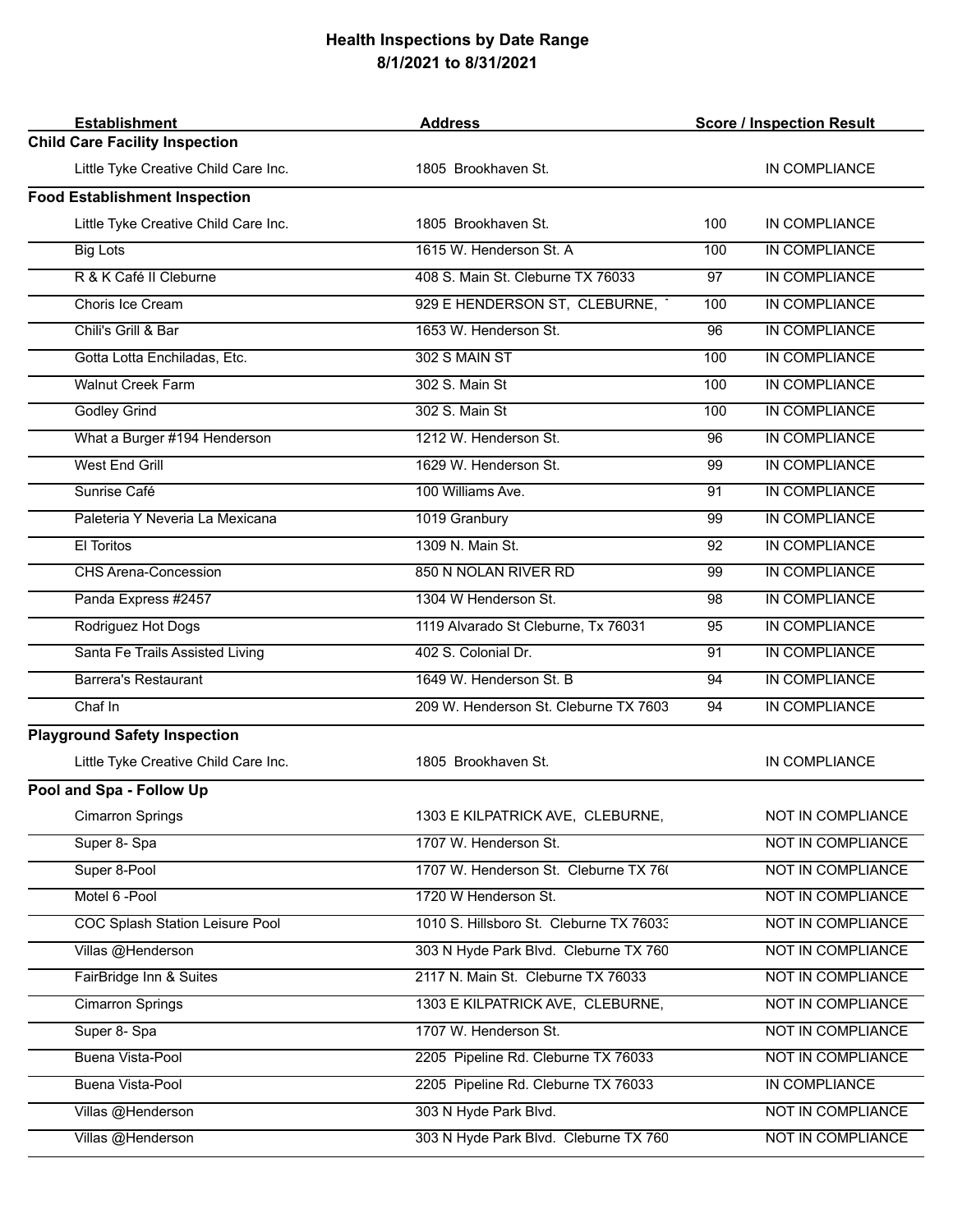# Health Inspections by Date Range
## 8/1/2021 to 8/31/2021

| Establishment | Address | Score | Inspection Result |
|---|---|---|---|
| **Child Care Facility Inspection** | | | |
| Little Tyke Creative Child Care Inc. | 1805 Brookhaven St. | | IN COMPLIANCE |
| **Food Establishment Inspection** | | | |
| Little Tyke Creative Child Care Inc. | 1805 Brookhaven St. | 100 | IN COMPLIANCE |
| Big Lots | 1615 W. Henderson St. A | 100 | IN COMPLIANCE |
| R & K Café II Cleburne | 408 S. Main St. Cleburne TX 76033 | 97 | IN COMPLIANCE |
| Choris Ice Cream | 929 E HENDERSON ST, CLEBURNE, | 100 | IN COMPLIANCE |
| Chili's Grill & Bar | 1653 W. Henderson St. | 96 | IN COMPLIANCE |
| Gotta Lotta Enchiladas, Etc. | 302 S MAIN ST | 100 | IN COMPLIANCE |
| Walnut Creek Farm | 302 S. Main St | 100 | IN COMPLIANCE |
| Godley Grind | 302 S. Main St | 100 | IN COMPLIANCE |
| What a Burger #194 Henderson | 1212 W. Henderson St. | 96 | IN COMPLIANCE |
| West End Grill | 1629 W. Henderson St. | 99 | IN COMPLIANCE |
| Sunrise Café | 100 Williams Ave. | 91 | IN COMPLIANCE |
| Paleteria Y Neveria La Mexicana | 1019 Granbury | 99 | IN COMPLIANCE |
| El Toritos | 1309 N. Main St. | 92 | IN COMPLIANCE |
| CHS Arena-Concession | 850 N NOLAN RIVER RD | 99 | IN COMPLIANCE |
| Panda Express #2457 | 1304 W Henderson St. | 98 | IN COMPLIANCE |
| Rodriguez Hot Dogs | 1119 Alvarado St Cleburne, Tx 76031 | 95 | IN COMPLIANCE |
| Santa Fe Trails Assisted Living | 402 S. Colonial Dr. | 91 | IN COMPLIANCE |
| Barrera's Restaurant | 1649 W. Henderson St. B | 94 | IN COMPLIANCE |
| Chaf In | 209 W. Henderson St. Cleburne TX 7603 | 94 | IN COMPLIANCE |
| **Playground Safety Inspection** | | | |
| Little Tyke Creative Child Care Inc. | 1805 Brookhaven St. | | IN COMPLIANCE |
| **Pool and Spa - Follow Up** | | | |
| Cimarron Springs | 1303 E KILPATRICK AVE, CLEBURNE, | | NOT IN COMPLIANCE |
| Super 8- Spa | 1707 W. Henderson St. | | NOT IN COMPLIANCE |
| Super 8-Pool | 1707 W. Henderson St. Cleburne TX 76( | | NOT IN COMPLIANCE |
| Motel 6 -Pool | 1720 W Henderson St. | | NOT IN COMPLIANCE |
| COC Splash Station Leisure Pool | 1010 S. Hillsboro St. Cleburne TX 76033 | | NOT IN COMPLIANCE |
| Villas @Henderson | 303 N Hyde Park Blvd. Cleburne TX 760 | | NOT IN COMPLIANCE |
| FairBridge Inn & Suites | 2117 N. Main St. Cleburne TX 76033 | | NOT IN COMPLIANCE |
| Cimarron Springs | 1303 E KILPATRICK AVE, CLEBURNE, | | NOT IN COMPLIANCE |
| Super 8- Spa | 1707 W. Henderson St. | | NOT IN COMPLIANCE |
| Buena Vista-Pool | 2205 Pipeline Rd. Cleburne TX 76033 | | NOT IN COMPLIANCE |
| Buena Vista-Pool | 2205 Pipeline Rd. Cleburne TX 76033 | | IN COMPLIANCE |
| Villas @Henderson | 303 N Hyde Park Blvd. | | NOT IN COMPLIANCE |
| Villas @Henderson | 303 N Hyde Park Blvd. Cleburne TX 760 | | NOT IN COMPLIANCE |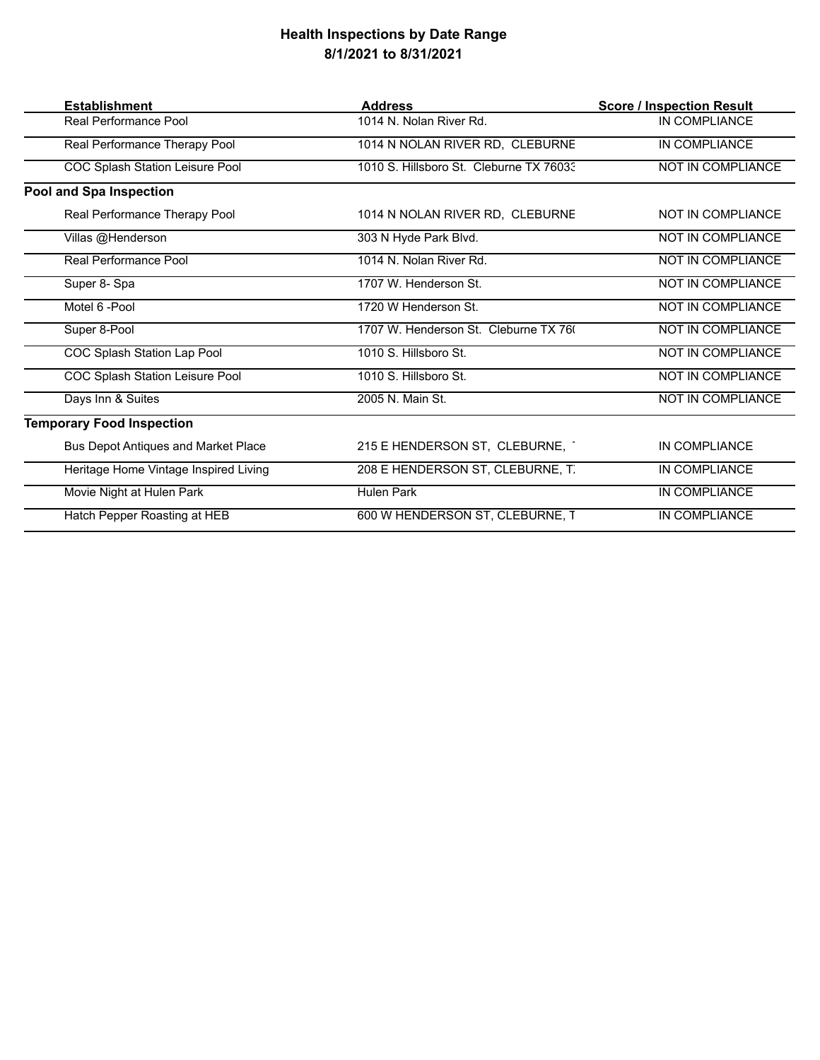# Health Inspections by Date Range
## 8/1/2021 to 8/31/2021

| Establishment | Address | Score / Inspection Result |
|---|---|---|
| Real Performance Pool | 1014 N. Nolan River Rd. | IN COMPLIANCE |
| Real Performance Therapy Pool | 1014 N NOLAN RIVER RD, CLEBURNE | IN COMPLIANCE |
| COC Splash Station Leisure Pool | 1010 S. Hillsboro St. Cleburne TX 76033 | NOT IN COMPLIANCE |
| **Pool and Spa Inspection** | | |
| Real Performance Therapy Pool | 1014 N NOLAN RIVER RD, CLEBURNE | NOT IN COMPLIANCE |
| Villas @Henderson | 303 N Hyde Park Blvd. | NOT IN COMPLIANCE |
| Real Performance Pool | 1014 N. Nolan River Rd. | NOT IN COMPLIANCE |
| Super 8- Spa | 1707 W. Henderson St. | NOT IN COMPLIANCE |
| Motel 6 -Pool | 1720 W Henderson St. | NOT IN COMPLIANCE |
| Super 8-Pool | 1707 W. Henderson St. Cleburne TX 76( | NOT IN COMPLIANCE |
| COC Splash Station Lap Pool | 1010 S. Hillsboro St. | NOT IN COMPLIANCE |
| COC Splash Station Leisure Pool | 1010 S. Hillsboro St. | NOT IN COMPLIANCE |
| Days Inn & Suites | 2005 N. Main St. | NOT IN COMPLIANCE |
| **Temporary Food Inspection** | | |
| Bus Depot Antiques and Market Place | 215 E HENDERSON ST, CLEBURNE, T | IN COMPLIANCE |
| Heritage Home Vintage Inspired Living | 208 E HENDERSON ST, CLEBURNE, T | IN COMPLIANCE |
| Movie Night at Hulen Park | Hulen Park | IN COMPLIANCE |
| Hatch Pepper Roasting at HEB | 600 W HENDERSON ST, CLEBURNE, T | IN COMPLIANCE |